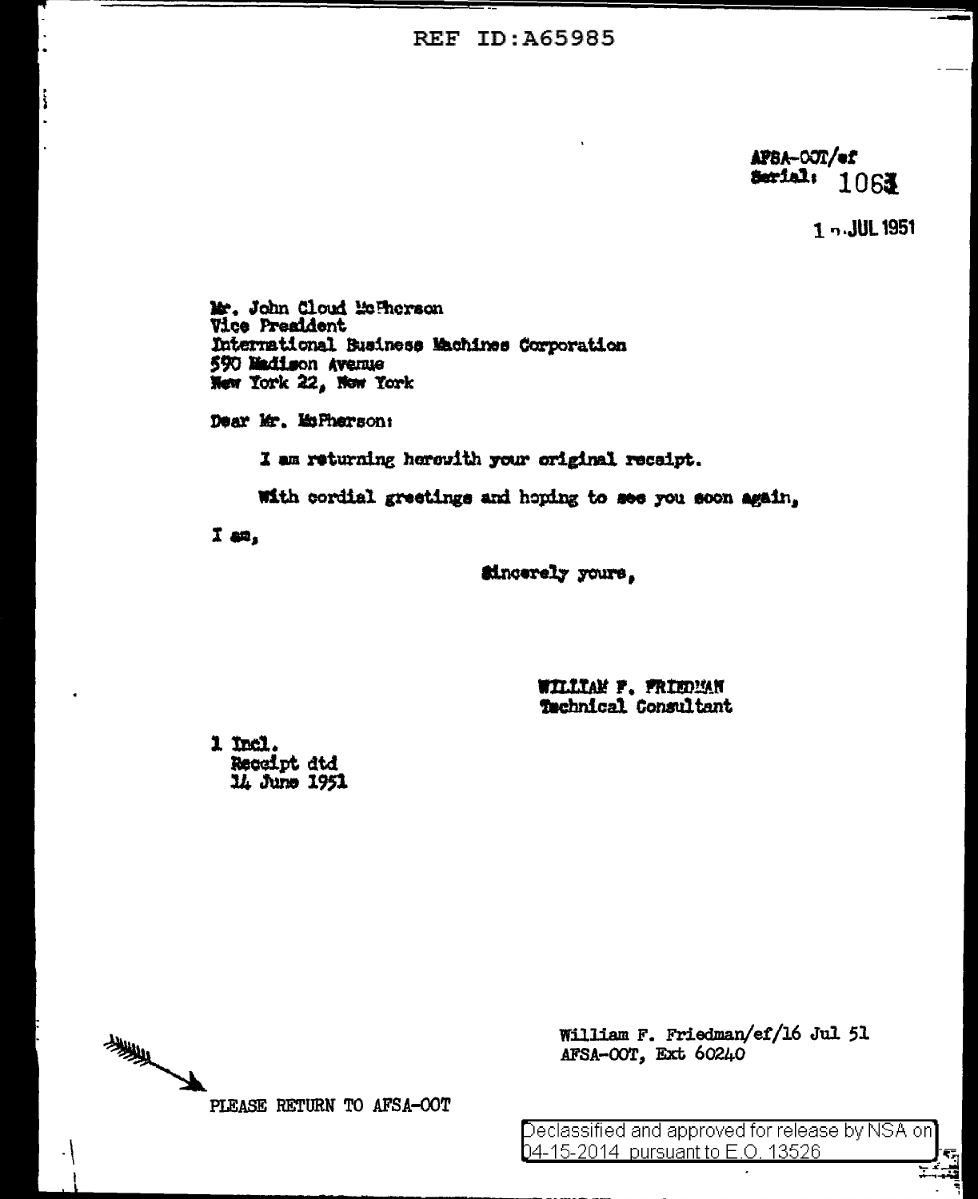REF ID:A65985

AFSA-OOT/ef
Serial: 1063

1 7 JUL 1951

Mr. John Cloud McPherson
Vice President
International Business Machines Corporation
590 Madison Avenue
New York 22, New York

Dear Mr. McPherson:

I am returning herewith your original receipt.

With cordial greetings and hoping to see you soon again,

I am,

Sincerely yours,

WILLIAM F. FRIEDMAN
Technical Consultant

1 Incl.
Receipt dtd
14 June 1951

William F. Friedman/ef/16 Jul 51
AFSA-OOT, Ext 60240

PLEASE RETURN TO AFSA-OOT

Declassified and approved for release by NSA on 04-15-2014 pursuant to E.O. 13526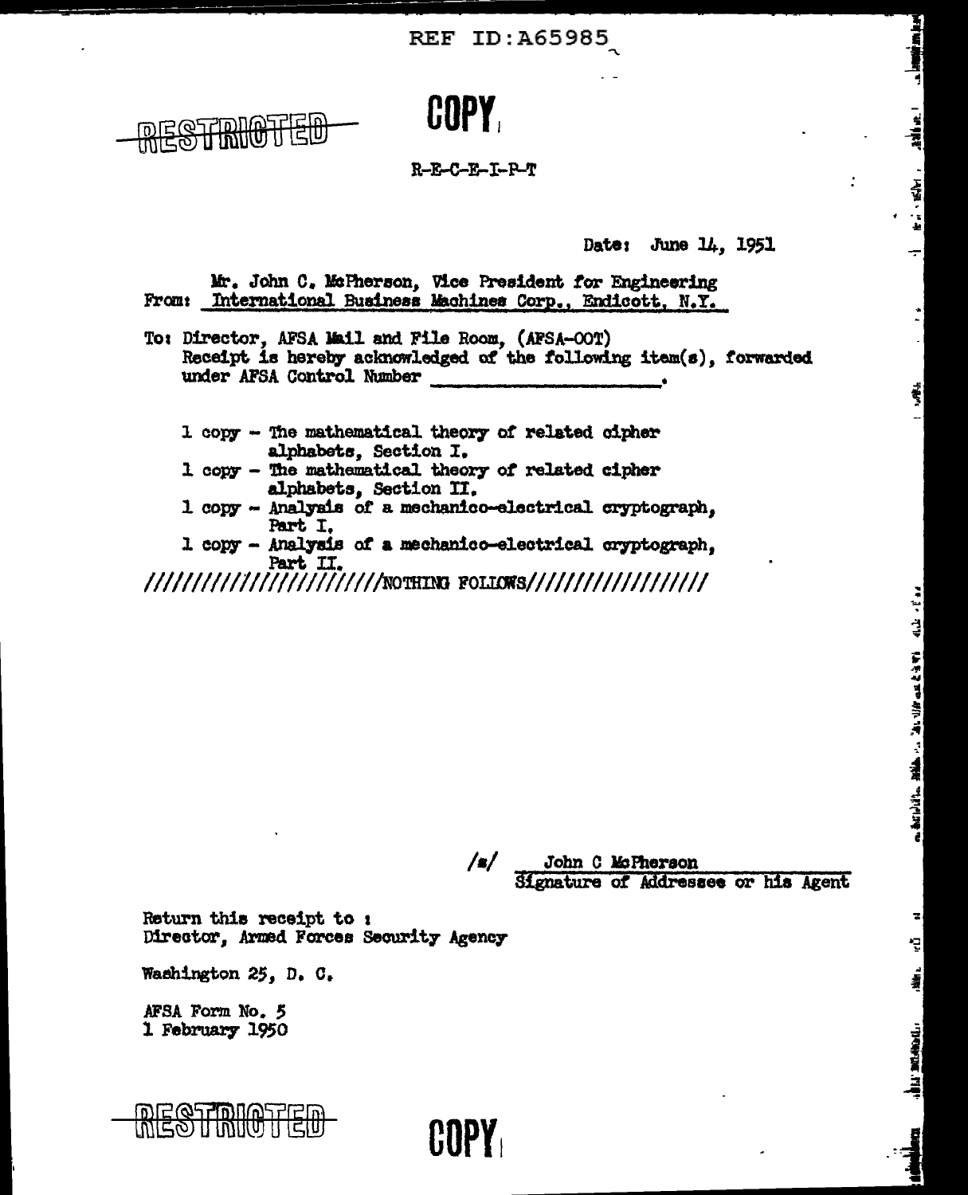REF ID:A65985

RESTRICTED

**COPY**

R-E-C-E-I-P-T

Date: June 14, 1951

Mr. John C. McPherson, Vice President for Engineering
From: International Business Machines Corp., Endicott, N.Y.

To: Director, AFSA Mail and File Room, (AFSA-OOT)
Receipt is hereby acknowledged of the following item(s), forwarded under AFSA Control Number ____________________.

1 copy - The mathematical theory of related cipher alphabets, Section I.
1 copy - The mathematical theory of related cipher alphabets, Section II.
1 copy - Analysis of a mechanico-electrical cryptograph, Part I.
1 copy - Analysis of a mechanico-electrical cryptograph, Part II.
////////////////////////NOTHING FOLLOWS//////////////////

/s/ John C McPherson
Signature of Addressee or his Agent

Return this receipt to :
Director, Armed Forces Security Agency

Washington 25, D. C.

AFSA Form No. 5
1 February 1950

RESTRICTED

**COPY**